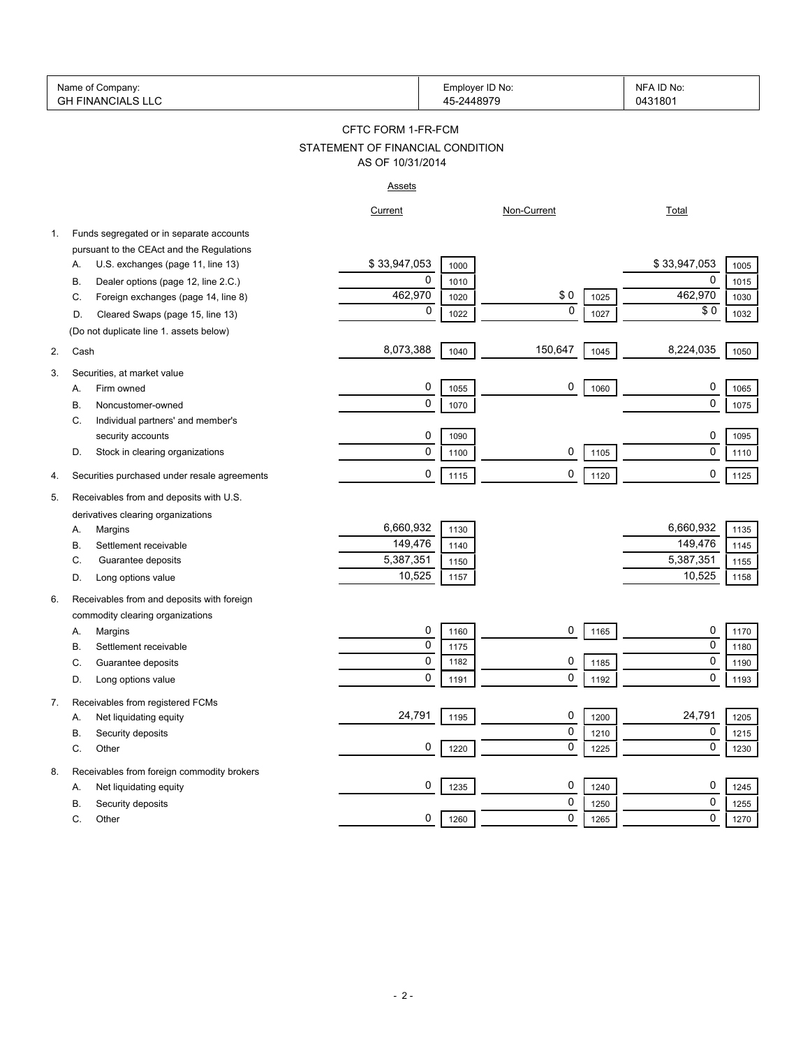| Name of Company: GH FINANCIALS LLC | Employer ID No: 45-2448979 | NFA ID No: 0431801 |
|---|---|---|

# CFTC FORM 1-FR-FCM

## STATEMENT OF FINANCIAL CONDITION

### AS OF 10/31/2014

**Assets**

| | | Current | | Non-Current | | Total | |
|---|---|---|---|---|---|---|---|
| 1. | Funds segregated or in separate accounts pursuant to the CEAct and the Regulations | | | | | | |
| | A. U.S. exchanges (page 11, line 13) | $ 33,947,053 | 1000 | | | $ 33,947,053 | 1005 |
| | B. Dealer options (page 12, line 2.C.) | 0 | 1010 | | | 0 | 1015 |
| | C. Foreign exchanges (page 14, line 8) | 462,970 | 1020 | $ 0 | 1025 | 462,970 | 1030 |
| | D. Cleared Swaps (page 15, line 13) | 0 | 1022 | 0 | 1027 | $ 0 | 1032 |
| | (Do not duplicate line 1. assets below) | | | | | | |
| 2. | Cash | 8,073,388 | 1040 | 150,647 | 1045 | 8,224,035 | 1050 |
| 3. | Securities, at market value | | | | | | |
| | A. Firm owned | 0 | 1055 | 0 | 1060 | 0 | 1065 |
| | B. Noncustomer-owned | 0 | 1070 | | | 0 | 1075 |
| | C. Individual partners' and member's security accounts | 0 | 1090 | | | 0 | 1095 |
| | D. Stock in clearing organizations | 0 | 1100 | 0 | 1105 | 0 | 1110 |
| 4. | Securities purchased under resale agreements | 0 | 1115 | 0 | 1120 | 0 | 1125 |
| 5. | Receivables from and deposits with U.S. derivatives clearing organizations | | | | | | |
| | A. Margins | 6,660,932 | 1130 | | | 6,660,932 | 1135 |
| | B. Settlement receivable | 149,476 | 1140 | | | 149,476 | 1145 |
| | C. Guarantee deposits | 5,387,351 | 1150 | | | 5,387,351 | 1155 |
| | D. Long options value | 10,525 | 1157 | | | 10,525 | 1158 |
| 6. | Receivables from and deposits with foreign commodity clearing organizations | | | | | | |
| | A. Margins | 0 | 1160 | 0 | 1165 | 0 | 1170 |
| | B. Settlement receivable | 0 | 1175 | | | 0 | 1180 |
| | C. Guarantee deposits | 0 | 1182 | 0 | 1185 | 0 | 1190 |
| | D. Long options value | 0 | 1191 | 0 | 1192 | 0 | 1193 |
| 7. | Receivables from registered FCMs | | | | | | |
| | A. Net liquidating equity | 24,791 | 1195 | 0 | 1200 | 24,791 | 1205 |
| | B. Security deposits | | | 0 | 1210 | 0 | 1215 |
| | C. Other | 0 | 1220 | 0 | 1225 | 0 | 1230 |
| 8. | Receivables from foreign commodity brokers | | | | | | |
| | A. Net liquidating equity | 0 | 1235 | 0 | 1240 | 0 | 1245 |
| | B. Security deposits | | | 0 | 1250 | 0 | 1255 |
| | C. Other | 0 | 1260 | 0 | 1265 | 0 | 1270 |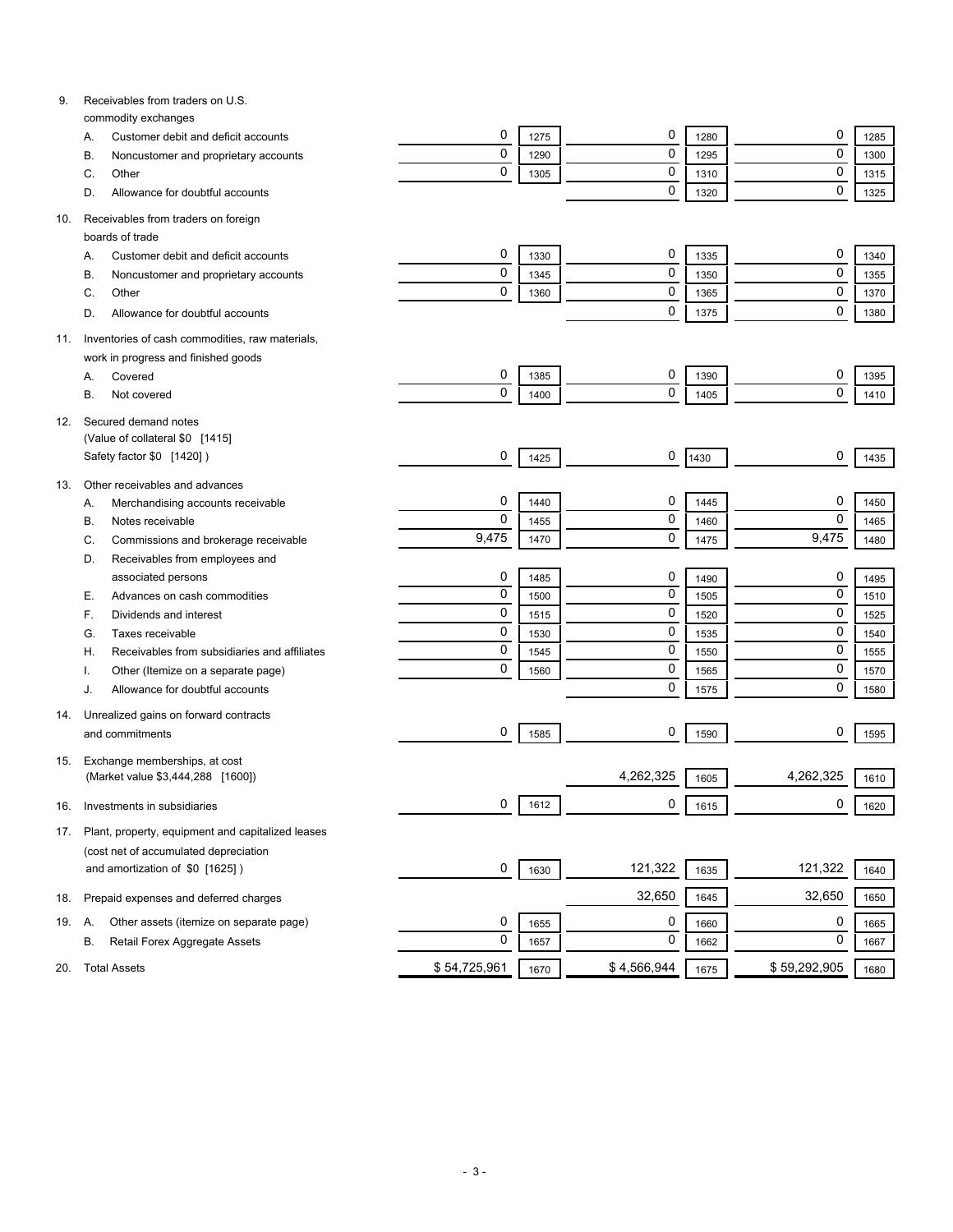| | | | | | | |
|---|---|---|---|---|---|---|
| 9. Receivables from traders on U.S. commodity exchanges | | | | | | |
| A. Customer debit and deficit accounts | 0 | 1275 | 0 | 1280 | 0 | 1285 |
| B. Noncustomer and proprietary accounts | 0 | 1290 | 0 | 1295 | 0 | 1300 |
| C. Other | 0 | 1305 | 0 | 1310 | 0 | 1315 |
| D. Allowance for doubtful accounts | | | 0 | 1320 | 0 | 1325 |
| 10. Receivables from traders on foreign boards of trade | | | | | | |
| A. Customer debit and deficit accounts | 0 | 1330 | 0 | 1335 | 0 | 1340 |
| B. Noncustomer and proprietary accounts | 0 | 1345 | 0 | 1350 | 0 | 1355 |
| C. Other | 0 | 1360 | 0 | 1365 | 0 | 1370 |
| D. Allowance for doubtful accounts | | | 0 | 1375 | 0 | 1380 |
| 11. Inventories of cash commodities, raw materials, work in progress and finished goods | | | | | | |
| A. Covered | 0 | 1385 | 0 | 1390 | 0 | 1395 |
| B. Not covered | 0 | 1400 | 0 | 1405 | 0 | 1410 |
| 12. Secured demand notes (Value of collateral $0 [1415] Safety factor $0 [1420] ) | 0 | 1425 | 0 | 1430 | 0 | 1435 |
| 13. Other receivables and advances | | | | | | |
| A. Merchandising accounts receivable | 0 | 1440 | 0 | 1445 | 0 | 1450 |
| B. Notes receivable | 0 | 1455 | 0 | 1460 | 0 | 1465 |
| C. Commissions and brokerage receivable | 9,475 | 1470 | 0 | 1475 | 9,475 | 1480 |
| D. Receivables from employees and associated persons | 0 | 1485 | 0 | 1490 | 0 | 1495 |
| E. Advances on cash commodities | 0 | 1500 | 0 | 1505 | 0 | 1510 |
| F. Dividends and interest | 0 | 1515 | 0 | 1520 | 0 | 1525 |
| G. Taxes receivable | 0 | 1530 | 0 | 1535 | 0 | 1540 |
| H. Receivables from subsidiaries and affiliates | 0 | 1545 | 0 | 1550 | 0 | 1555 |
| I. Other (Itemize on a separate page) | 0 | 1560 | 0 | 1565 | 0 | 1570 |
| J. Allowance for doubtful accounts | | | 0 | 1575 | 0 | 1580 |
| 14. Unrealized gains on forward contracts and commitments | 0 | 1585 | 0 | 1590 | 0 | 1595 |
| 15. Exchange memberships, at cost (Market value $3,444,288 [1600]) | | | 4,262,325 | 1605 | 4,262,325 | 1610 |
| 16. Investments in subsidiaries | 0 | 1612 | 0 | 1615 | 0 | 1620 |
| 17. Plant, property, equipment and capitalized leases (cost net of accumulated depreciation and amortization of $0 [1625] ) | 0 | 1630 | 121,322 | 1635 | 121,322 | 1640 |
| 18. Prepaid expenses and deferred charges | | | 32,650 | 1645 | 32,650 | 1650 |
| 19. A. Other assets (itemize on separate page) | 0 | 1655 | 0 | 1660 | 0 | 1665 |
| B. Retail Forex Aggregate Assets | 0 | 1657 | 0 | 1662 | 0 | 1667 |
| 20. Total Assets | $ 54,725,961 | 1670 | $ 4,566,944 | 1675 | $ 59,292,905 | 1680 |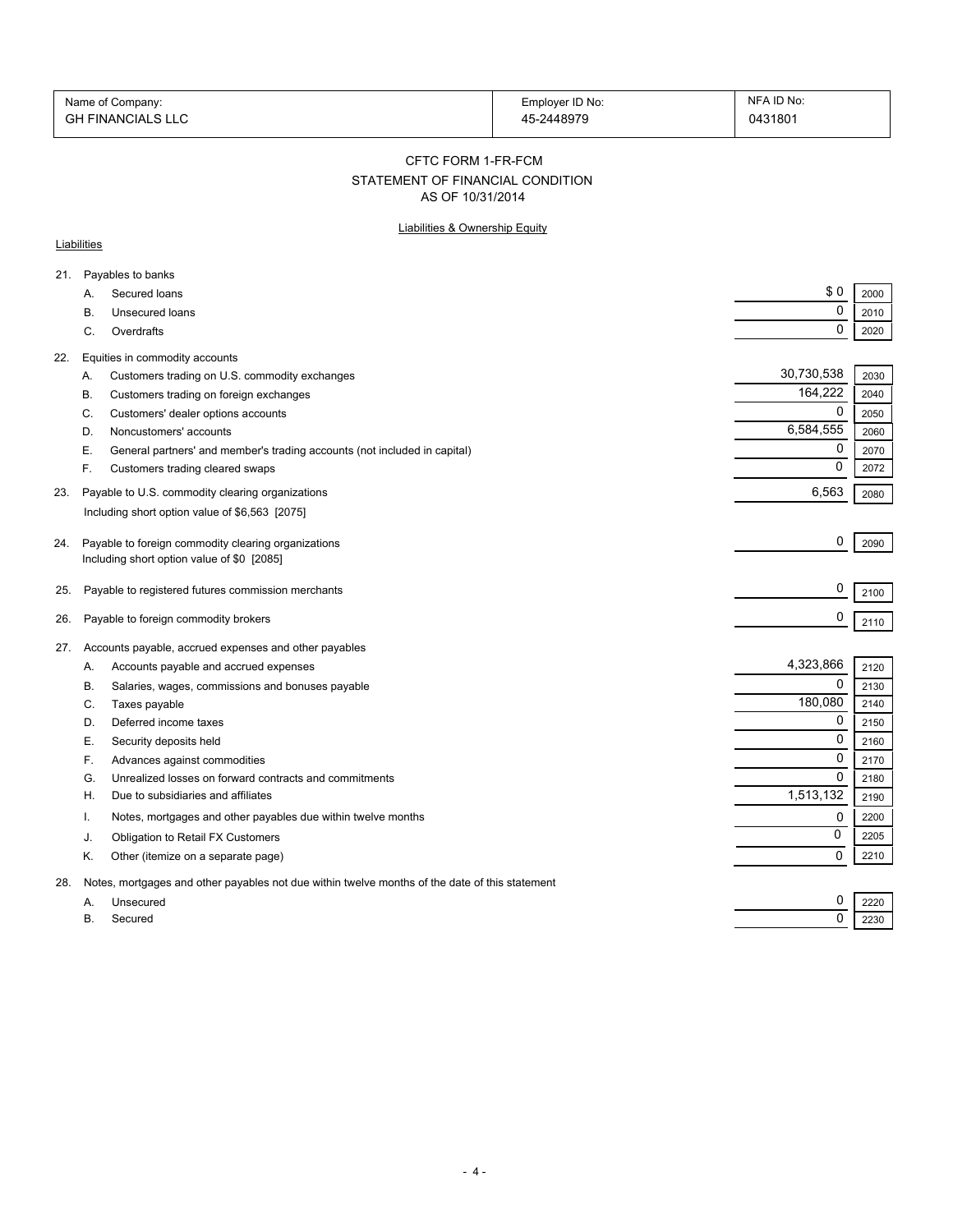| Name of Company: | Employer ID No: | NFA ID No: |
|---|---|---|
| GH FINANCIALS LLC | 45-2448979 | 0431801 |

## CFTC FORM 1-FR-FCM

### STATEMENT OF FINANCIAL CONDITION

### AS OF 10/31/2014

Liabilities & Ownership Equity

Liabilities

| | | Amount | Line |
|---|---|---|---|
| 21. | Payables to banks | | |
| | A. Secured loans | $ 0 | 2000 |
| | B. Unsecured loans | 0 | 2010 |
| | C. Overdrafts | 0 | 2020 |
| 22. | Equities in commodity accounts | | |
| | A. Customers trading on U.S. commodity exchanges | 30,730,538 | 2030 |
| | B. Customers trading on foreign exchanges | 164,222 | 2040 |
| | C. Customers' dealer options accounts | 0 | 2050 |
| | D. Noncustomers' accounts | 6,584,555 | 2060 |
| | E. General partners' and member's trading accounts (not included in capital) | 0 | 2070 |
| | F. Customers trading cleared swaps | 0 | 2072 |
| 23. | Payable to U.S. commodity clearing organizations<br>Including short option value of $6,563 [2075] | 6,563 | 2080 |
| 24. | Payable to foreign commodity clearing organizations<br>Including short option value of $0 [2085] | 0 | 2090 |
| 25. | Payable to registered futures commission merchants | 0 | 2100 |
| 26. | Payable to foreign commodity brokers | 0 | 2110 |
| 27. | Accounts payable, accrued expenses and other payables | | |
| | A. Accounts payable and accrued expenses | 4,323,866 | 2120 |
| | B. Salaries, wages, commissions and bonuses payable | 0 | 2130 |
| | C. Taxes payable | 180,080 | 2140 |
| | D. Deferred income taxes | 0 | 2150 |
| | E. Security deposits held | 0 | 2160 |
| | F. Advances against commodities | 0 | 2170 |
| | G. Unrealized losses on forward contracts and commitments | 0 | 2180 |
| | H. Due to subsidiaries and affiliates | 1,513,132 | 2190 |
| | I. Notes, mortgages and other payables due within twelve months | 0 | 2200 |
| | J. Obligation to Retail FX Customers | 0 | 2205 |
| | K. Other (itemize on a separate page) | 0 | 2210 |
| 28. | Notes, mortgages and other payables not due within twelve months of the date of this statement | | |
| | A. Unsecured | 0 | 2220 |
| | B. Secured | 0 | 2230 |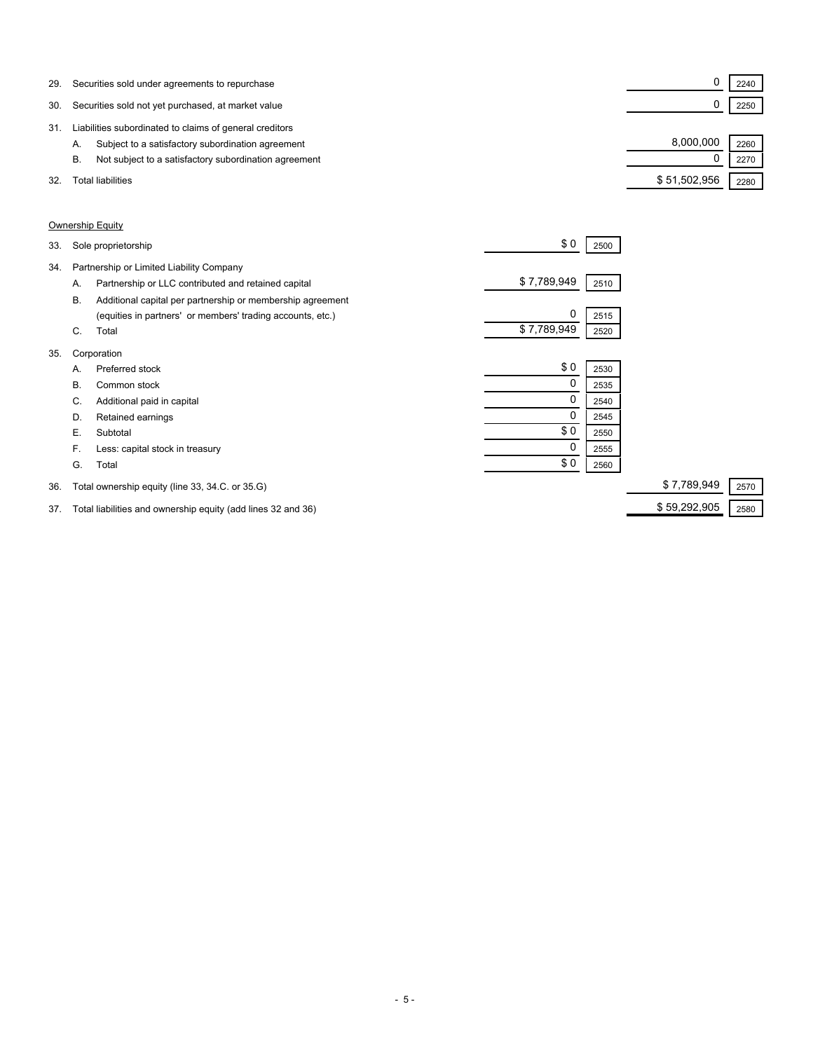| | | | | | |
|---|---|---|---|---|---|
| 29. | Securities sold under agreements to repurchase | | | 0 | 2240 |
| 30. | Securities sold not yet purchased, at market value | | | 0 | 2250 |
| 31. | Liabilities subordinated to claims of general creditors | | | | |
| | A. Subject to a satisfactory subordination agreement | | | 8,000,000 | 2260 |
| | B. Not subject to a satisfactory subordination agreement | | | 0 | 2270 |
| 32. | Total liabilities | | | $ 51,502,956 | 2280 |

Ownership Equity

| | | | | | |
|---|---|---|---|---|---|
| 33. | Sole proprietorship | $ 0 | 2500 | | |
| 34. | Partnership or Limited Liability Company | | | | |
| | A. Partnership or LLC contributed and retained capital | $ 7,789,949 | 2510 | | |
| | B. Additional capital per partnership or membership agreement (equities in partners' or members' trading accounts, etc.) | 0 | 2515 | | |
| | C. Total | $ 7,789,949 | 2520 | | |
| 35. | Corporation | | | | |
| | A. Preferred stock | $ 0 | 2530 | | |
| | B. Common stock | 0 | 2535 | | |
| | C. Additional paid in capital | 0 | 2540 | | |
| | D. Retained earnings | 0 | 2545 | | |
| | E. Subtotal | $ 0 | 2550 | | |
| | F. Less: capital stock in treasury | 0 | 2555 | | |
| | G. Total | $ 0 | 2560 | | |
| 36. | Total ownership equity (line 33, 34.C. or 35.G) | | | $ 7,789,949 | 2570 |
| 37. | Total liabilities and ownership equity (add lines 32 and 36) | | | $ 59,292,905 | 2580 |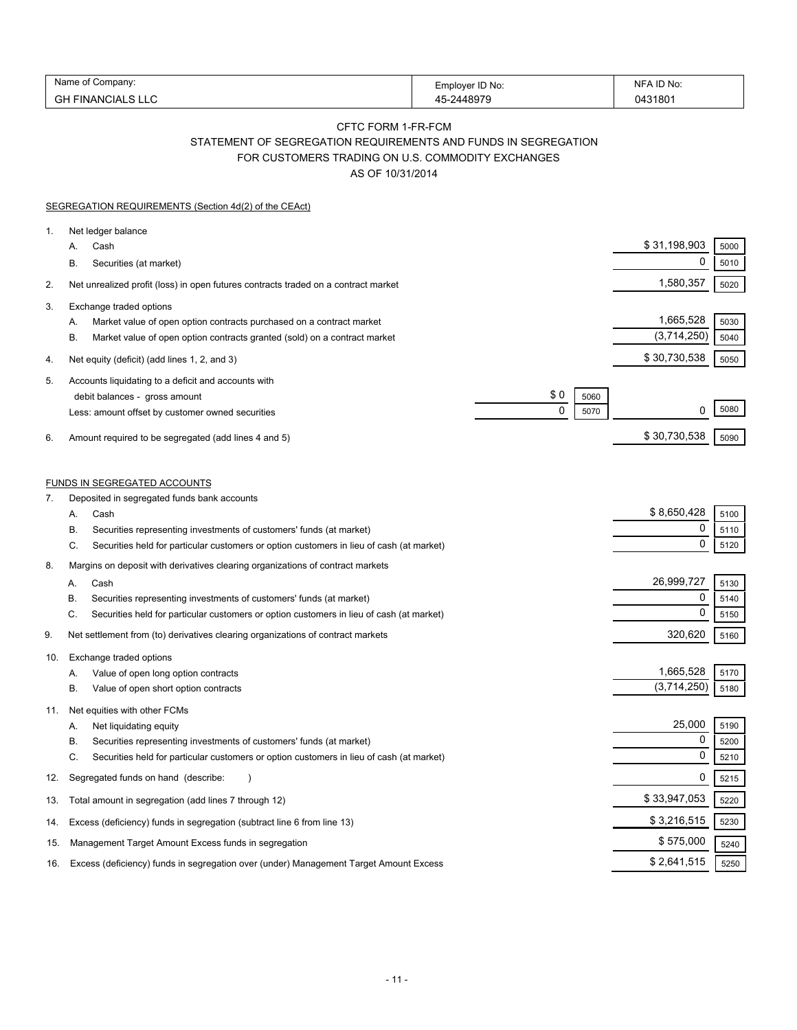| Name of Company: | Employer ID No: | NFA ID No: |
|---|---|---|
| GH FINANCIALS LLC | 45-2448979 | 0431801 |

## CFTC FORM 1-FR-FCM
## STATEMENT OF SEGREGATION REQUIREMENTS AND FUNDS IN SEGREGATION
## FOR CUSTOMERS TRADING ON U.S. COMMODITY EXCHANGES
## AS OF 10/31/2014

SEGREGATION REQUIREMENTS (Section 4d(2) of the CEAct)

| | | | | | |
|---|---|---|---|---|---|
| 1. | Net ledger balance | | | | |
| | A. Cash | | | $ 31,198,903 | 5000 |
| | B. Securities (at market) | | | 0 | 5010 |
| 2. | Net unrealized profit (loss) in open futures contracts traded on a contract market | | | 1,580,357 | 5020 |
| 3. | Exchange traded options | | | | |
| | A. Market value of open option contracts purchased on a contract market | | | 1,665,528 | 5030 |
| | B. Market value of open option contracts granted (sold) on a contract market | | | (3,714,250) | 5040 |
| 4. | Net equity (deficit) (add lines 1, 2, and 3) | | | $ 30,730,538 | 5050 |
| 5. | Accounts liquidating to a deficit and accounts with debit balances - gross amount | $ 0 | 5060 | | |
| | Less: amount offset by customer owned securities | 0 | 5070 | 0 | 5080 |
| 6. | Amount required to be segregated (add lines 4 and 5) | | | $ 30,730,538 | 5090 |

FUNDS IN SEGREGATED ACCOUNTS

| | | | |
|---|---|---|---|
| 7. | Deposited in segregated funds bank accounts | | |
| | A. Cash | $ 8,650,428 | 5100 |
| | B. Securities representing investments of customers' funds (at market) | 0 | 5110 |
| | C. Securities held for particular customers or option customers in lieu of cash (at market) | 0 | 5120 |
| 8. | Margins on deposit with derivatives clearing organizations of contract markets | | |
| | A. Cash | 26,999,727 | 5130 |
| | B. Securities representing investments of customers' funds (at market) | 0 | 5140 |
| | C. Securities held for particular customers or option customers in lieu of cash (at market) | 0 | 5150 |
| 9. | Net settlement from (to) derivatives clearing organizations of contract markets | 320,620 | 5160 |
| 10. | Exchange traded options | | |
| | A. Value of open long option contracts | 1,665,528 | 5170 |
| | B. Value of open short option contracts | (3,714,250) | 5180 |
| 11. | Net equities with other FCMs | | |
| | A. Net liquidating equity | 25,000 | 5190 |
| | B. Securities representing investments of customers' funds (at market) | 0 | 5200 |
| | C. Securities held for particular customers or option customers in lieu of cash (at market) | 0 | 5210 |
| 12. | Segregated funds on hand (describe: ) | 0 | 5215 |
| 13. | Total amount in segregation (add lines 7 through 12) | $ 33,947,053 | 5220 |
| 14. | Excess (deficiency) funds in segregation (subtract line 6 from line 13) | $ 3,216,515 | 5230 |
| 15. | Management Target Amount Excess funds in segregation | $ 575,000 | 5240 |
| 16. | Excess (deficiency) funds in segregation over (under) Management Target Amount Excess | $ 2,641,515 | 5250 |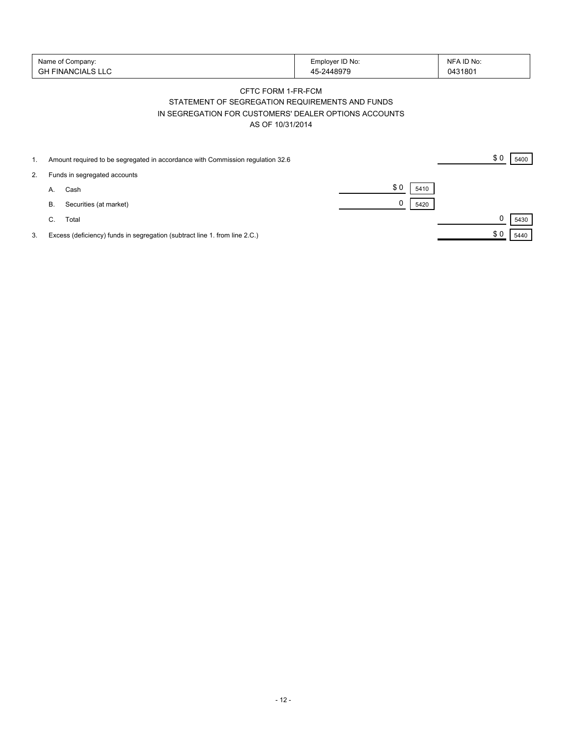| Name of Company: | Employer ID No: | NFA ID No: |
| --- | --- | --- |
| GH FINANCIALS LLC | 45-2448979 | 0431801 |

CFTC FORM 1-FR-FCM

STATEMENT OF SEGREGATION REQUIREMENTS AND FUNDS

IN SEGREGATION FOR CUSTOMERS' DEALER OPTIONS ACCOUNTS

AS OF 10/31/2014

| | | | | | |
| --- | --- | --- | --- | --- | --- |
| 1. | Amount required to be segregated in accordance with Commission regulation 32.6 | | | $ 0 | 5400 |
| 2. | Funds in segregated accounts | | | | |
| | A. Cash | $ 0 | 5410 | | |
| | B. Securities (at market) | 0 | 5420 | | |
| | C. Total | | | 0 | 5430 |
| 3. | Excess (deficiency) funds in segregation (subtract line 1. from line 2.C.) | | | $ 0 | 5440 |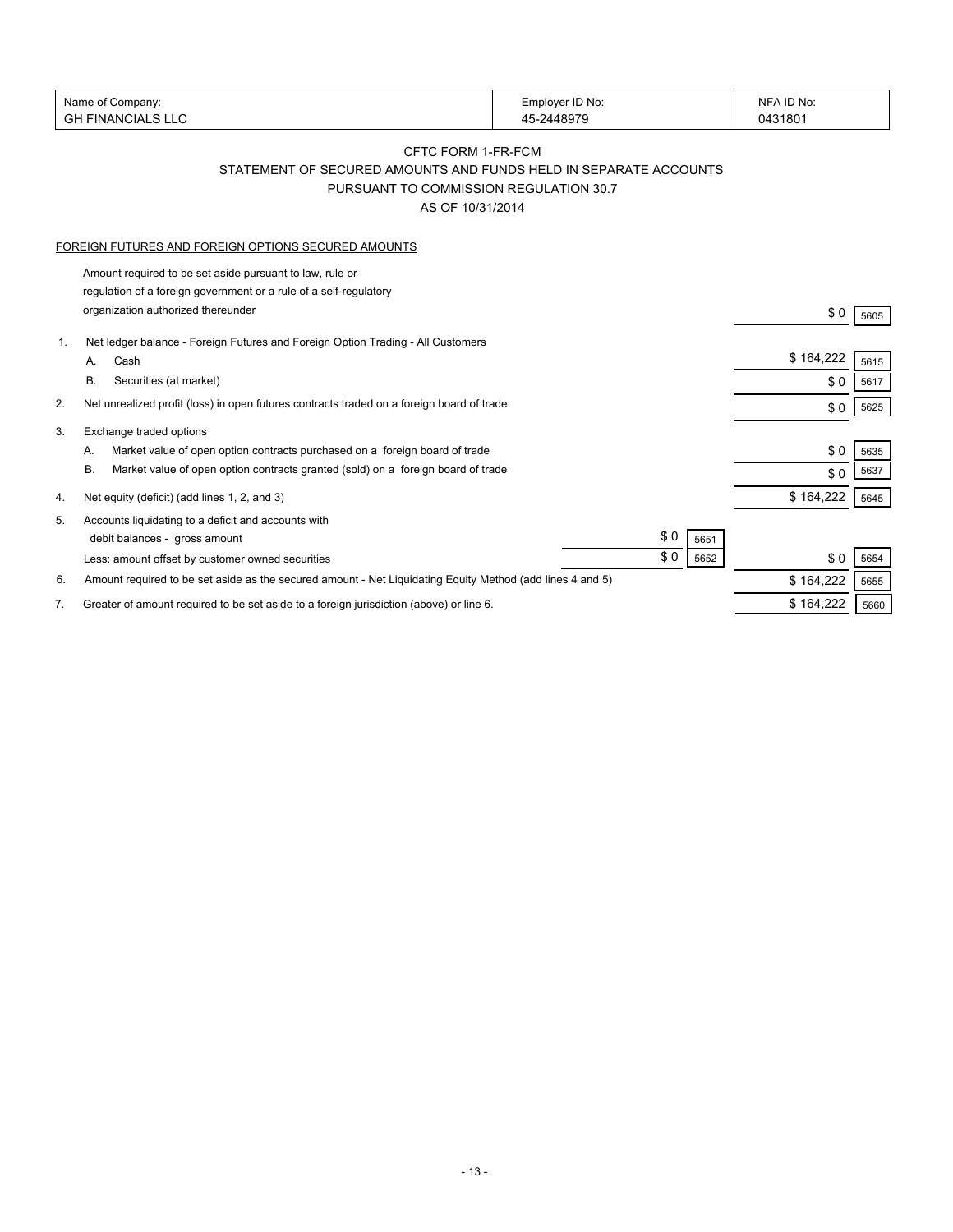| Name of Company: | Employer ID No: | NFA ID No: |
|---|---|---|
| GH FINANCIALS LLC | 45-2448979 | 0431801 |

CFTC FORM 1-FR-FCM

STATEMENT OF SECURED AMOUNTS AND FUNDS HELD IN SEPARATE ACCOUNTS

PURSUANT TO COMMISSION REGULATION 30.7

AS OF 10/31/2014

FOREIGN FUTURES AND FOREIGN OPTIONS SECURED AMOUNTS

| | | | | | |
|---|---|---|---|---|---|
| | Amount required to be set aside pursuant to law, rule or regulation of a foreign government or a rule of a self-regulatory organization authorized thereunder | | | $ 0 | 5605 |
| 1. | Net ledger balance - Foreign Futures and Foreign Option Trading - All Customers | | | | |
| | A. Cash | | | $ 164,222 | 5615 |
| | B. Securities (at market) | | | $ 0 | 5617 |
| 2. | Net unrealized profit (loss) in open futures contracts traded on a foreign board of trade | | | $ 0 | 5625 |
| 3. | Exchange traded options | | | | |
| | A. Market value of open option contracts purchased on a foreign board of trade | | | $ 0 | 5635 |
| | B. Market value of open option contracts granted (sold) on a foreign board of trade | | | $ 0 | 5637 |
| 4. | Net equity (deficit) (add lines 1, 2, and 3) | | | $ 164,222 | 5645 |
| 5. | Accounts liquidating to a deficit and accounts with debit balances - gross amount | $ 0 | 5651 | | |
| | Less: amount offset by customer owned securities | $ 0 | 5652 | $ 0 | 5654 |
| 6. | Amount required to be set aside as the secured amount - Net Liquidating Equity Method (add lines 4 and 5) | | | $ 164,222 | 5655 |
| 7. | Greater of amount required to be set aside to a foreign jurisdiction (above) or line 6. | | | $ 164,222 | 5660 |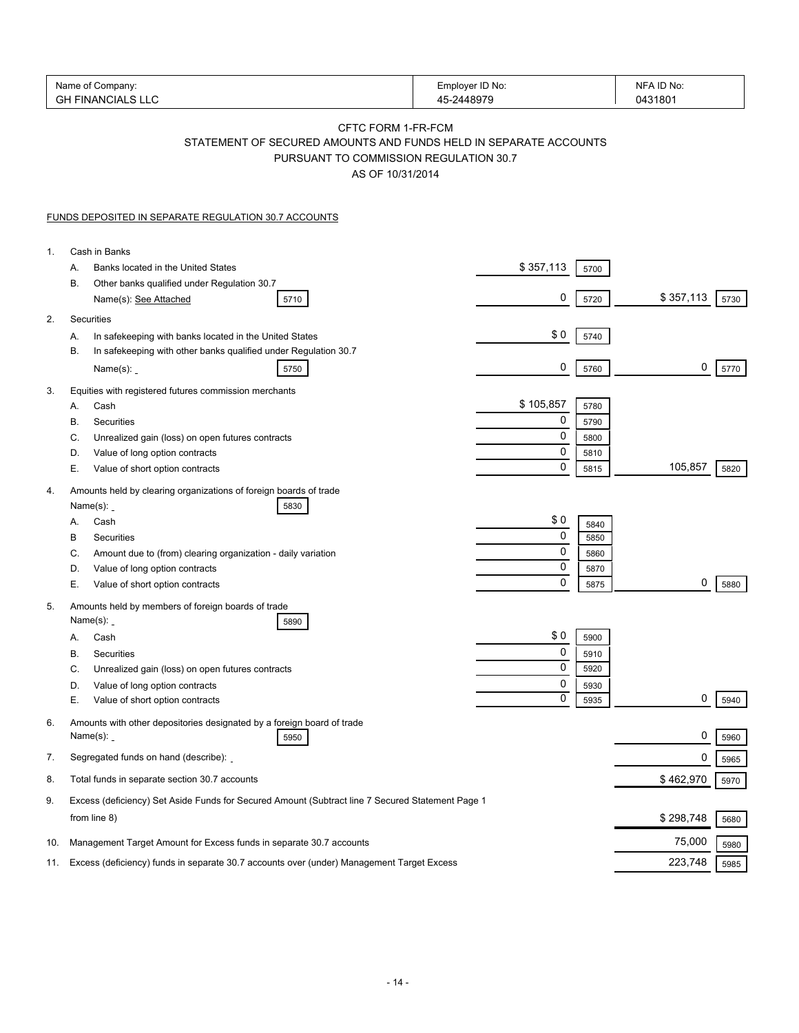| Name of Company: | Employer ID No: | NFA ID No: |
|---|---|---|
| GH FINANCIALS LLC | 45-2448979 | 0431801 |

CFTC FORM 1-FR-FCM

STATEMENT OF SECURED AMOUNTS AND FUNDS HELD IN SEPARATE ACCOUNTS

PURSUANT TO COMMISSION REGULATION 30.7

AS OF 10/31/2014

FUNDS DEPOSITED IN SEPARATE REGULATION 30.7 ACCOUNTS

| | | | | | |
|---|---|---|---|---|---|
| 1. | Cash in Banks | | | | |
| | A. Banks located in the United States | $ 357,113 | 5700 | | |
| | B. Other banks qualified under Regulation 30.7 Name(s): See Attached 5710 | 0 | 5720 | $ 357,113 | 5730 |
| 2. | Securities | | | | |
| | A. In safekeeping with banks located in the United States | $ 0 | 5740 | | |
| | B. In safekeeping with other banks qualified under Regulation 30.7 Name(s): 5750 | 0 | 5760 | 0 | 5770 |
| 3. | Equities with registered futures commission merchants | | | | |
| | A. Cash | $ 105,857 | 5780 | | |
| | B. Securities | 0 | 5790 | | |
| | C. Unrealized gain (loss) on open futures contracts | 0 | 5800 | | |
| | D. Value of long option contracts | 0 | 5810 | | |
| | E. Value of short option contracts | 0 | 5815 | 105,857 | 5820 |
| 4. | Amounts held by clearing organizations of foreign boards of trade Name(s): 5830 | | | | |
| | A. Cash | $ 0 | 5840 | | |
| | B Securities | 0 | 5850 | | |
| | C. Amount due to (from) clearing organization - daily variation | 0 | 5860 | | |
| | D. Value of long option contracts | 0 | 5870 | | |
| | E. Value of short option contracts | 0 | 5875 | 0 | 5880 |
| 5. | Amounts held by members of foreign boards of trade Name(s): 5890 | | | | |
| | A. Cash | $ 0 | 5900 | | |
| | B. Securities | 0 | 5910 | | |
| | C. Unrealized gain (loss) on open futures contracts | 0 | 5920 | | |
| | D. Value of long option contracts | 0 | 5930 | | |
| | E. Value of short option contracts | 0 | 5935 | 0 | 5940 |
| 6. | Amounts with other depositories designated by a foreign board of trade Name(s): 5950 | | | 0 | 5960 |
| 7. | Segregated funds on hand (describe): | | | 0 | 5965 |
| 8. | Total funds in separate section 30.7 accounts | | | $ 462,970 | 5970 |
| 9. | Excess (deficiency) Set Aside Funds for Secured Amount (Subtract line 7 Secured Statement Page 1 from line 8) | | | $ 298,748 | 5680 |
| 10. | Management Target Amount for Excess funds in separate 30.7 accounts | | | 75,000 | 5980 |
| 11. | Excess (deficiency) funds in separate 30.7 accounts over (under) Management Target Excess | | | 223,748 | 5985 |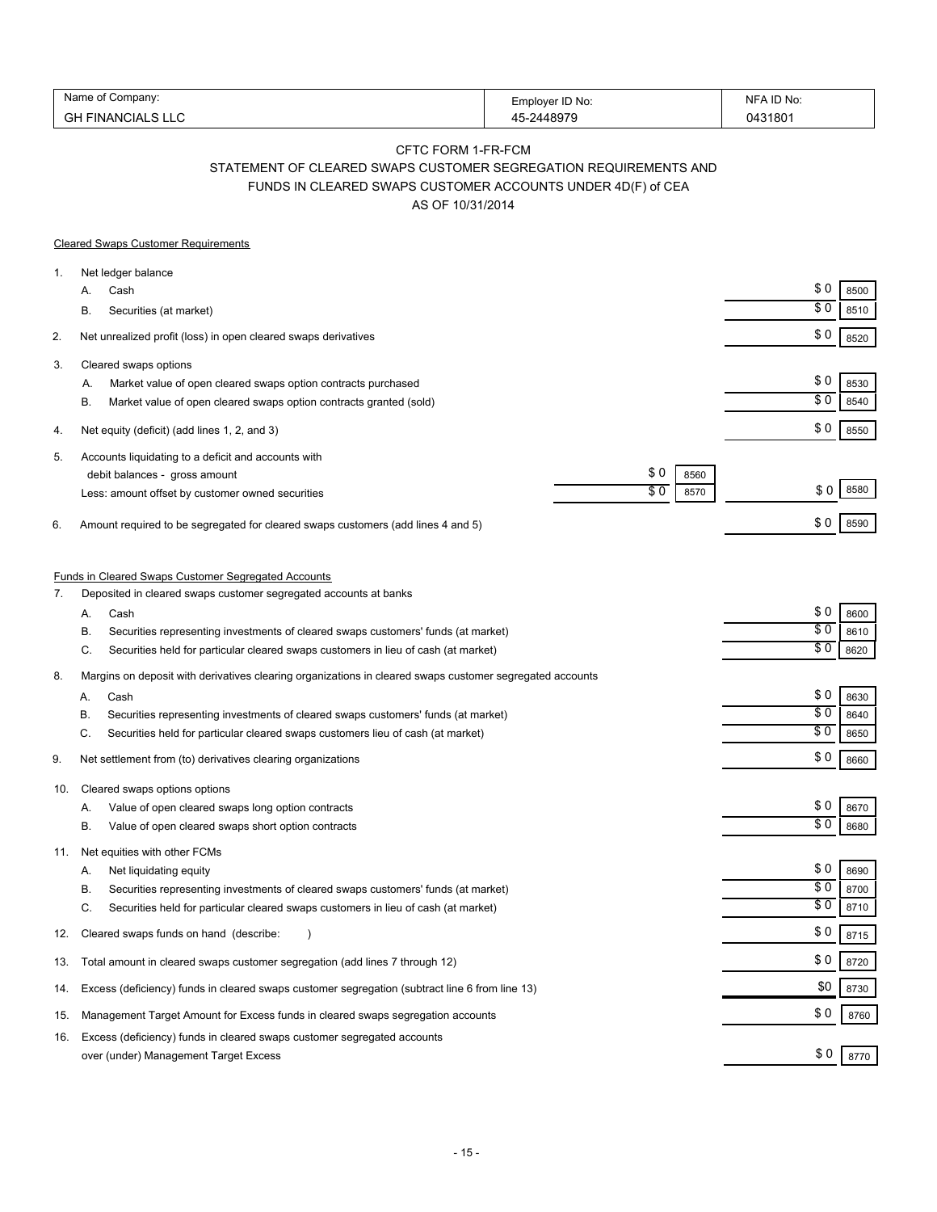| Name of Company: | Employer ID No: | NFA ID No: |
| --- | --- | --- |
| GH FINANCIALS LLC | 45-2448979 | 0431801 |

## CFTC FORM 1-FR-FCM

## STATEMENT OF CLEARED SWAPS CUSTOMER SEGREGATION REQUIREMENTS AND FUNDS IN CLEARED SWAPS CUSTOMER ACCOUNTS UNDER 4D(F) of CEA

## AS OF 10/31/2014

Cleared Swaps Customer Requirements

| | | | | | |
| --- | --- | --- | --- | --- | --- |
| 1. | Net ledger balance | | | | |
| | A. Cash | | | $ 0 | 8500 |
| | B. Securities (at market) | | | $ 0 | 8510 |
| 2. | Net unrealized profit (loss) in open cleared swaps derivatives | | | $ 0 | 8520 |
| 3. | Cleared swaps options | | | | |
| | A. Market value of open cleared swaps option contracts purchased | | | $ 0 | 8530 |
| | B. Market value of open cleared swaps option contracts granted (sold) | | | $ 0 | 8540 |
| 4. | Net equity (deficit) (add lines 1, 2, and 3) | | | $ 0 | 8550 |
| 5. | Accounts liquidating to a deficit and accounts with debit balances - gross amount | $ 0 | 8560 | | |
| | Less: amount offset by customer owned securities | $ 0 | 8570 | $ 0 | 8580 |
| 6. | Amount required to be segregated for cleared swaps customers (add lines 4 and 5) | | | $ 0 | 8590 |

Funds in Cleared Swaps Customer Segregated Accounts

| | | | |
| --- | --- | --- | --- |
| 7. | Deposited in cleared swaps customer segregated accounts at banks | | |
| | A. Cash | $ 0 | 8600 |
| | B. Securities representing investments of cleared swaps customers' funds (at market) | $ 0 | 8610 |
| | C. Securities held for particular cleared swaps customers in lieu of cash (at market) | $ 0 | 8620 |
| 8. | Margins on deposit with derivatives clearing organizations in cleared swaps customer segregated accounts | | |
| | A. Cash | $ 0 | 8630 |
| | B. Securities representing investments of cleared swaps customers' funds (at market) | $ 0 | 8640 |
| | C. Securities held for particular cleared swaps customers lieu of cash (at market) | $ 0 | 8650 |
| 9. | Net settlement from (to) derivatives clearing organizations | $ 0 | 8660 |
| 10. | Cleared swaps options options | | |
| | A. Value of open cleared swaps long option contracts | $ 0 | 8670 |
| | B. Value of open cleared swaps short option contracts | $ 0 | 8680 |
| 11. | Net equities with other FCMs | | |
| | A. Net liquidating equity | $ 0 | 8690 |
| | B. Securities representing investments of cleared swaps customers' funds (at market) | $ 0 | 8700 |
| | C. Securities held for particular cleared swaps customers in lieu of cash (at market) | $ 0 | 8710 |
| 12. | Cleared swaps funds on hand (describe: ) | $ 0 | 8715 |
| 13. | Total amount in cleared swaps customer segregation (add lines 7 through 12) | $ 0 | 8720 |
| 14. | Excess (deficiency) funds in cleared swaps customer segregation (subtract line 6 from line 13) | $0 | 8730 |
| 15. | Management Target Amount for Excess funds in cleared swaps segregation accounts | $ 0 | 8760 |
| 16. | Excess (deficiency) funds in cleared swaps customer segregated accounts over (under) Management Target Excess | $ 0 | 8770 |